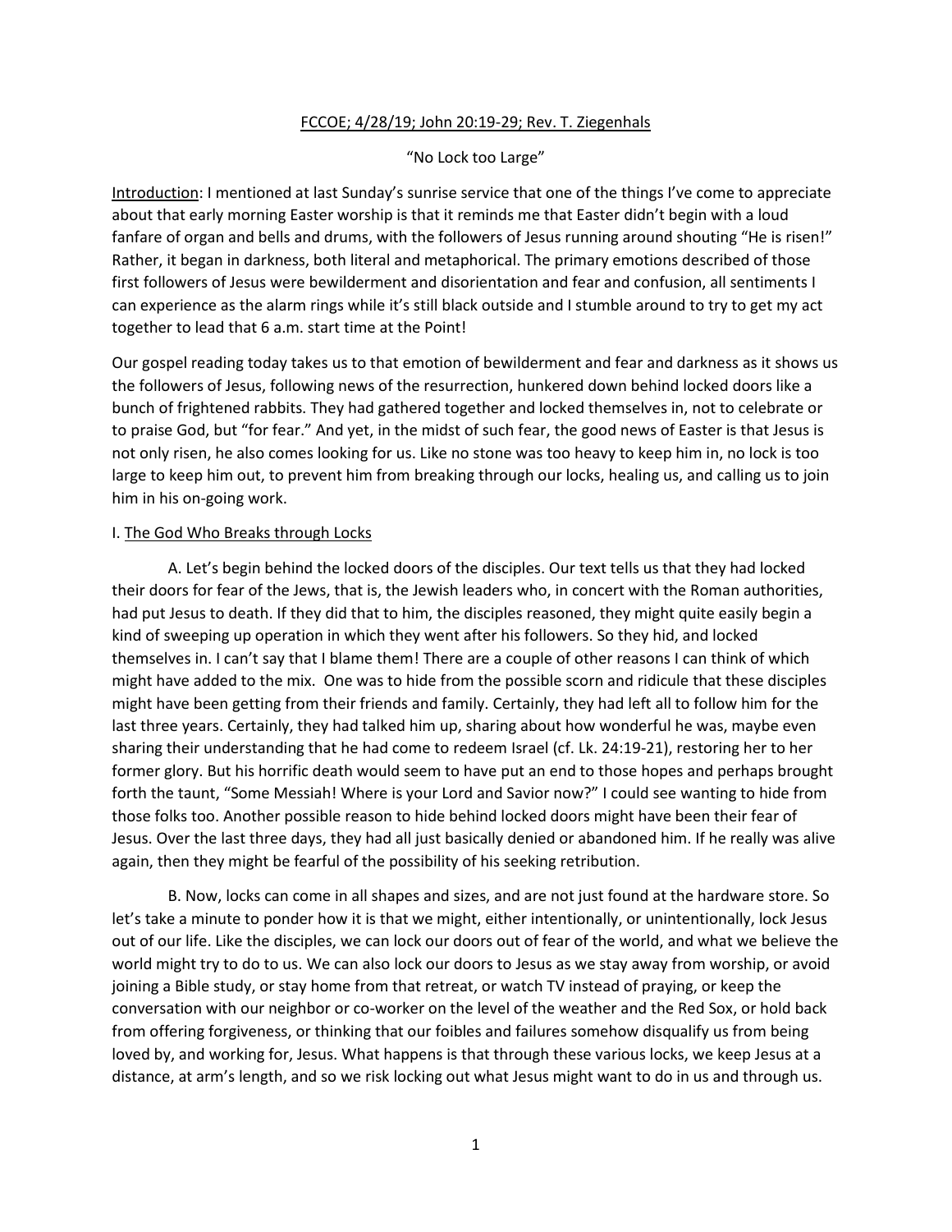<u>FCCOE; 4/28/19; John 20:19-29; Rev. T. Ziegenhals</u>

"No Lock too Large"

<u>Introduction</u>: I mentioned at last Sunday's sunrise service that one of the things I've come to appreciate about that early morning Easter worship is that it reminds me that Easter didn't begin with a loud fanfare of organ and bells and drums, with the followers of Jesus running around shouting "He is risen!" Rather, it began in darkness, both literal and metaphorical. The primary emotions described of those first followers of Jesus were bewilderment and disorientation and fear and confusion, all sentiments I can experience as the alarm rings while it's still black outside and I stumble around to try to get my act together to lead that 6 a.m. start time at the Point!

Our gospel reading today takes us to that emotion of bewilderment and fear and darkness as it shows us the followers of Jesus, following news of the resurrection, hunkered down behind locked doors like a bunch of frightened rabbits. They had gathered together and locked themselves in, not to celebrate or to praise God, but "for fear." And yet, in the midst of such fear, the good news of Easter is that Jesus is not only risen, he also comes looking for us. Like no stone was too heavy to keep him in, no lock is too large to keep him out, to prevent him from breaking through our locks, healing us, and calling us to join him in his on-going work.

I. <u>The God Who Breaks through Locks</u>

A. Let's begin behind the locked doors of the disciples. Our text tells us that they had locked their doors for fear of the Jews, that is, the Jewish leaders who, in concert with the Roman authorities, had put Jesus to death. If they did that to him, the disciples reasoned, they might quite easily begin a kind of sweeping up operation in which they went after his followers. So they hid, and locked themselves in. I can't say that I blame them! There are a couple of other reasons I can think of which might have added to the mix. One was to hide from the possible scorn and ridicule that these disciples might have been getting from their friends and family. Certainly, they had left all to follow him for the last three years. Certainly, they had talked him up, sharing about how wonderful he was, maybe even sharing their understanding that he had come to redeem Israel (cf. Lk. 24:19-21), restoring her to her former glory. But his horrific death would seem to have put an end to those hopes and perhaps brought forth the taunt, "Some Messiah! Where is your Lord and Savior now?" I could see wanting to hide from those folks too. Another possible reason to hide behind locked doors might have been their fear of Jesus. Over the last three days, they had all just basically denied or abandoned him. If he really was alive again, then they might be fearful of the possibility of his seeking retribution.

B. Now, locks can come in all shapes and sizes, and are not just found at the hardware store. So let's take a minute to ponder how it is that we might, either intentionally, or unintentionally, lock Jesus out of our life. Like the disciples, we can lock our doors out of fear of the world, and what we believe the world might try to do to us. We can also lock our doors to Jesus as we stay away from worship, or avoid joining a Bible study, or stay home from that retreat, or watch TV instead of praying, or keep the conversation with our neighbor or co-worker on the level of the weather and the Red Sox, or hold back from offering forgiveness, or thinking that our foibles and failures somehow disqualify us from being loved by, and working for, Jesus. What happens is that through these various locks, we keep Jesus at a distance, at arm's length, and so we risk locking out what Jesus might want to do in us and through us.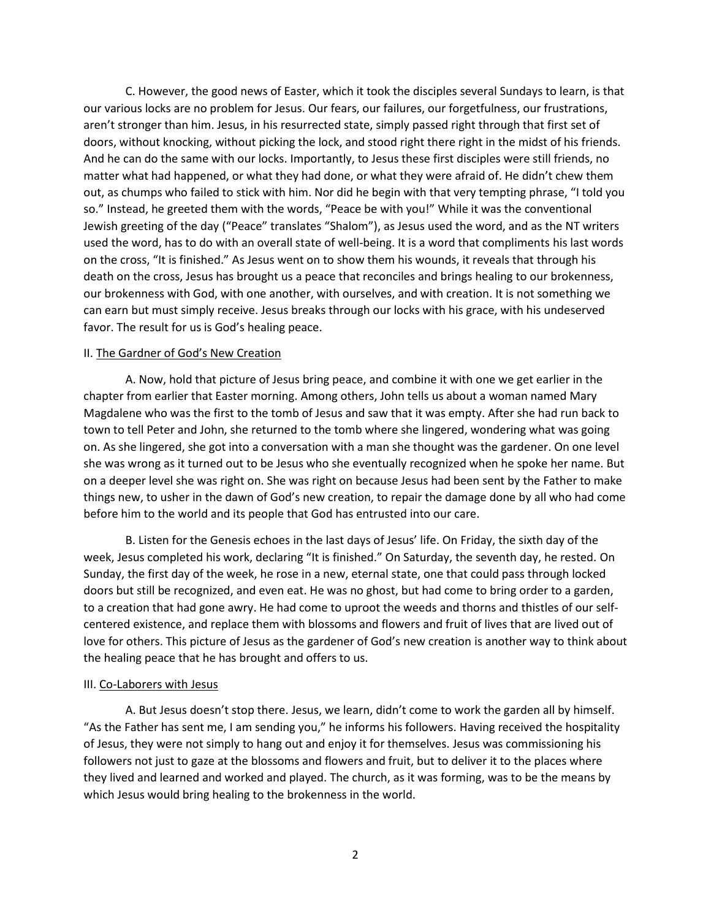C. However, the good news of Easter, which it took the disciples several Sundays to learn, is that our various locks are no problem for Jesus. Our fears, our failures, our forgetfulness, our frustrations, aren't stronger than him. Jesus, in his resurrected state, simply passed right through that first set of doors, without knocking, without picking the lock, and stood right there right in the midst of his friends. And he can do the same with our locks. Importantly, to Jesus these first disciples were still friends, no matter what had happened, or what they had done, or what they were afraid of. He didn't chew them out, as chumps who failed to stick with him. Nor did he begin with that very tempting phrase, "I told you so." Instead, he greeted them with the words, "Peace be with you!" While it was the conventional Jewish greeting of the day ("Peace" translates "Shalom"), as Jesus used the word, and as the NT writers used the word, has to do with an overall state of well-being. It is a word that compliments his last words on the cross, "It is finished." As Jesus went on to show them his wounds, it reveals that through his death on the cross, Jesus has brought us a peace that reconciles and brings healing to our brokenness, our brokenness with God, with one another, with ourselves, and with creation. It is not something we can earn but must simply receive. Jesus breaks through our locks with his grace, with his undeserved favor. The result for us is God's healing peace.

II. <u>The Gardner of God's New Creation</u>

A. Now, hold that picture of Jesus bring peace, and combine it with one we get earlier in the chapter from earlier that Easter morning. Among others, John tells us about a woman named Mary Magdalene who was the first to the tomb of Jesus and saw that it was empty. After she had run back to town to tell Peter and John, she returned to the tomb where she lingered, wondering what was going on. As she lingered, she got into a conversation with a man she thought was the gardener. On one level she was wrong as it turned out to be Jesus who she eventually recognized when he spoke her name. But on a deeper level she was right on. She was right on because Jesus had been sent by the Father to make things new, to usher in the dawn of God's new creation, to repair the damage done by all who had come before him to the world and its people that God has entrusted into our care.

B. Listen for the Genesis echoes in the last days of Jesus' life. On Friday, the sixth day of the week, Jesus completed his work, declaring "It is finished." On Saturday, the seventh day, he rested. On Sunday, the first day of the week, he rose in a new, eternal state, one that could pass through locked doors but still be recognized, and even eat. He was no ghost, but had come to bring order to a garden, to a creation that had gone awry. He had come to uproot the weeds and thorns and thistles of our self-centered existence, and replace them with blossoms and flowers and fruit of lives that are lived out of love for others. This picture of Jesus as the gardener of God's new creation is another way to think about the healing peace that he has brought and offers to us.

III. <u>Co-Laborers with Jesus</u>

A. But Jesus doesn't stop there. Jesus, we learn, didn't come to work the garden all by himself. "As the Father has sent me, I am sending you," he informs his followers. Having received the hospitality of Jesus, they were not simply to hang out and enjoy it for themselves. Jesus was commissioning his followers not just to gaze at the blossoms and flowers and fruit, but to deliver it to the places where they lived and learned and worked and played. The church, as it was forming, was to be the means by which Jesus would bring healing to the brokenness in the world.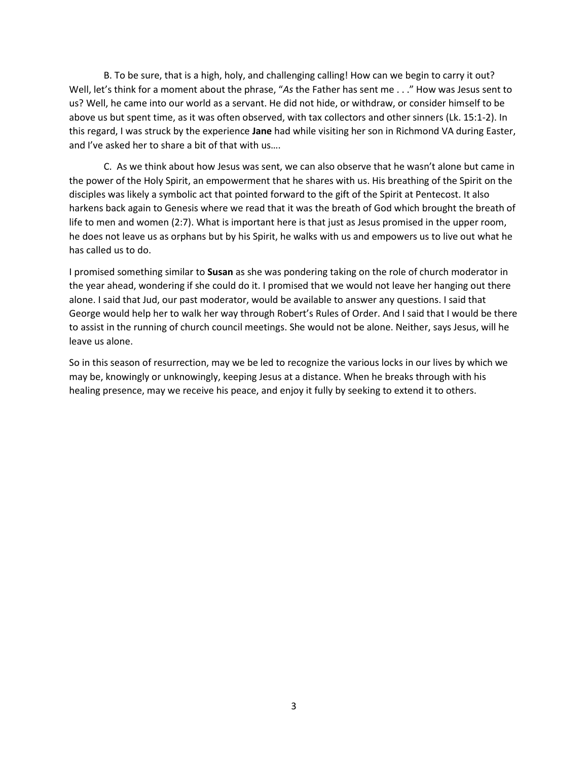B. To be sure, that is a high, holy, and challenging calling! How can we begin to carry it out? Well, let's think for a moment about the phrase, "*As* the Father has sent me . . ." How was Jesus sent to us? Well, he came into our world as a servant. He did not hide, or withdraw, or consider himself to be above us but spent time, as it was often observed, with tax collectors and other sinners (Lk. 15:1-2). In this regard, I was struck by the experience **Jane** had while visiting her son in Richmond VA during Easter, and I've asked her to share a bit of that with us….

C. As we think about how Jesus was sent, we can also observe that he wasn't alone but came in the power of the Holy Spirit, an empowerment that he shares with us. His breathing of the Spirit on the disciples was likely a symbolic act that pointed forward to the gift of the Spirit at Pentecost. It also harkens back again to Genesis where we read that it was the breath of God which brought the breath of life to men and women (2:7). What is important here is that just as Jesus promised in the upper room, he does not leave us as orphans but by his Spirit, he walks with us and empowers us to live out what he has called us to do.

I promised something similar to **Susan** as she was pondering taking on the role of church moderator in the year ahead, wondering if she could do it. I promised that we would not leave her hanging out there alone. I said that Jud, our past moderator, would be available to answer any questions. I said that George would help her to walk her way through Robert's Rules of Order. And I said that I would be there to assist in the running of church council meetings. She would not be alone. Neither, says Jesus, will he leave us alone.

So in this season of resurrection, may we be led to recognize the various locks in our lives by which we may be, knowingly or unknowingly, keeping Jesus at a distance. When he breaks through with his healing presence, may we receive his peace, and enjoy it fully by seeking to extend it to others.